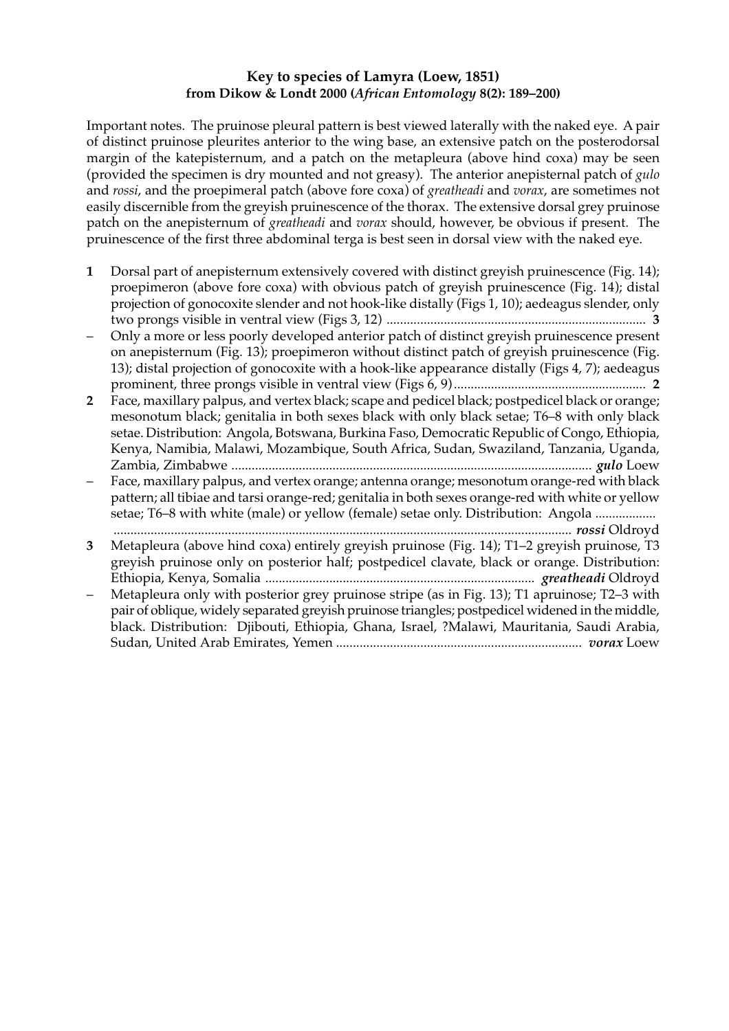**Key to species of Lamyra (Loew, 1851)**
**from Dikow & Londt 2000 (*African Entomology* 8(2): 189–200)**

Important notes. The pruinose pleural pattern is best viewed laterally with the naked eye. A pair of distinct pruinose pleurites anterior to the wing base, an extensive patch on the posterodorsal margin of the katepisternum, and a patch on the metapleura (above hind coxa) may be seen (provided the specimen is dry mounted and not greasy). The anterior anepisternal patch of *gulo* and *rossi*, and the proepimeral patch (above fore coxa) of *greatheadi* and *vorax*, are sometimes not easily discernible from the greyish pruinescence of the thorax. The extensive dorsal grey pruinose patch on the anepisternum of *greatheadi* and *vorax* should, however, be obvious if present. The pruinescence of the first three abdominal terga is best seen in dorsal view with the naked eye.

**1** Dorsal part of anepisternum extensively covered with distinct greyish pruinescence (Fig. 14); proepimeron (above fore coxa) with obvious patch of greyish pruinescence (Fig. 14); distal projection of gonocoxite slender and not hook-like distally (Figs 1, 10); aedeagus slender, only two prongs visible in ventral view (Figs 3, 12) ............................................................................ **3**

– Only a more or less poorly developed anterior patch of distinct greyish pruinescence present on anepisternum (Fig. 13); proepimeron without distinct patch of greyish pruinescence (Fig. 13); distal projection of gonocoxite with a hook-like appearance distally (Figs 4, 7); aedeagus prominent, three prongs visible in ventral view (Figs 6, 9) ........................................................ **2**

**2** Face, maxillary palpus, and vertex black; scape and pedicel black; postpedicel black or orange; mesonotum black; genitalia in both sexes black with only black setae; T6–8 with only black setae. Distribution: Angola, Botswana, Burkina Faso, Democratic Republic of Congo, Ethiopia, Kenya, Namibia, Malawi, Mozambique, South Africa, Sudan, Swaziland, Tanzania, Uganda, Zambia, Zimbabwe .......................................................................................................... ***gulo*** Loew

– Face, maxillary palpus, and vertex orange; antenna orange; mesonotum orange-red with black pattern; all tibiae and tarsi orange-red; genitalia in both sexes orange-red with white or yellow setae; T6–8 with white (male) or yellow (female) setae only. Distribution: Angola .................. ...................................................................................................................................... ***rossi*** Oldroyd

**3** Metapleura (above hind coxa) entirely greyish pruinose (Fig. 14); T1–2 greyish pruinose, T3 greyish pruinose only on posterior half; postpedicel clavate, black or orange. Distribution: Ethiopia, Kenya, Somalia ............................................................................... ***greatheadi*** Oldroyd

– Metapleura only with posterior grey pruinose stripe (as in Fig. 13); T1 apruinose; T2–3 with pair of oblique, widely separated greyish pruinose triangles; postpedicel widened in the middle, black. Distribution: Djibouti, Ethiopia, Ghana, Israel, ?Malawi, Mauritania, Saudi Arabia, Sudan, United Arab Emirates, Yemen ........................................................................ ***vorax*** Loew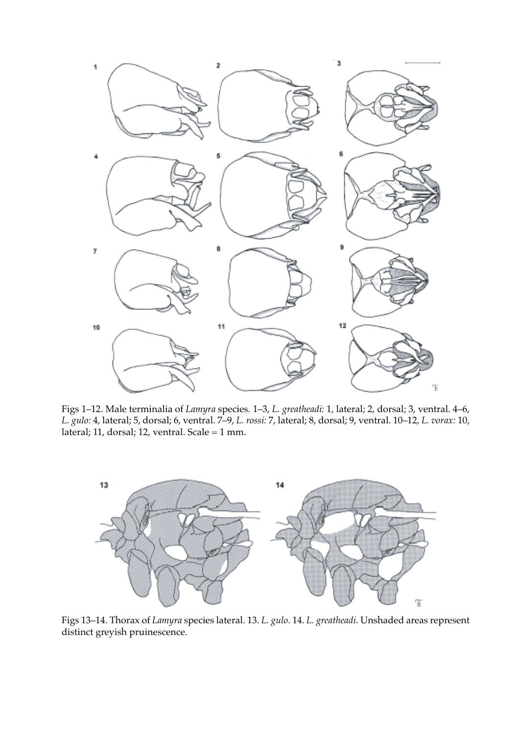Figs 1–12. Male terminalia of *Lamyra* species. 1–3, *L. greatheadi:* 1, lateral; 2, dorsal; 3, ventral. 4–6, *L. gulo:* 4, lateral; 5, dorsal; 6, ventral. 7–9, *L. rossi:* 7, lateral; 8, dorsal; 9, ventral. 10–12, *L. vorax:* 10, lateral; 11, dorsal; 12, ventral. Scale = 1 mm.

Figs 13–14. Thorax of *Lamyra* species lateral. 13. *L. gulo*. 14. *L. greatheadi*. Unshaded areas represent distinct greyish pruinescence.